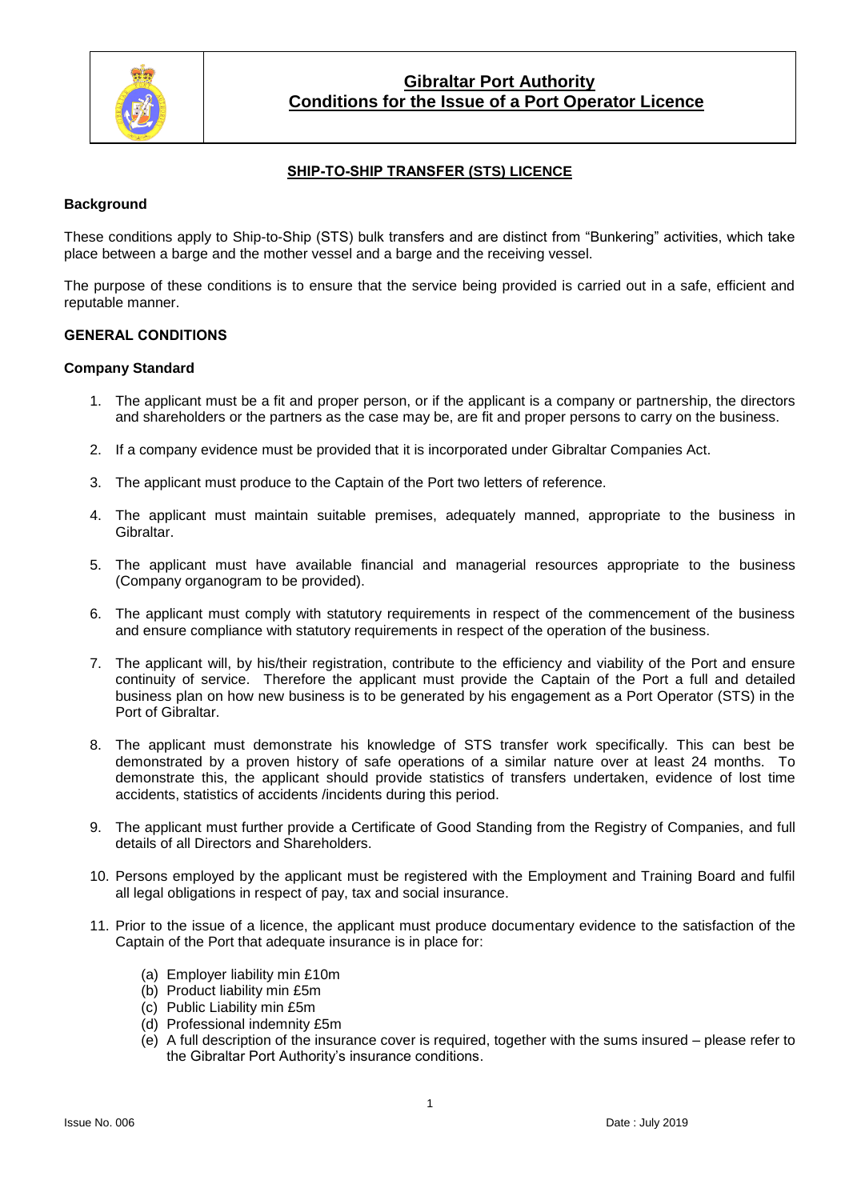# Gibraltar Port Authority
## Conditions for the Issue of a Port Operator Licence

### SHIP-TO-SHIP TRANSFER (STS) LICENCE

**Background**

These conditions apply to Ship-to-Ship (STS) bulk transfers and are distinct from "Bunkering" activities, which take place between a barge and the mother vessel and a barge and the receiving vessel.

The purpose of these conditions is to ensure that the service being provided is carried out in a safe, efficient and reputable manner.

**GENERAL CONDITIONS**

**Company Standard**

1. The applicant must be a fit and proper person, or if the applicant is a company or partnership, the directors and shareholders or the partners as the case may be, are fit and proper persons to carry on the business.
2. If a company evidence must be provided that it is incorporated under Gibraltar Companies Act.
3. The applicant must produce to the Captain of the Port two letters of reference.
4. The applicant must maintain suitable premises, adequately manned, appropriate to the business in Gibraltar.
5. The applicant must have available financial and managerial resources appropriate to the business (Company organogram to be provided).
6. The applicant must comply with statutory requirements in respect of the commencement of the business and ensure compliance with statutory requirements in respect of the operation of the business.
7. The applicant will, by his/their registration, contribute to the efficiency and viability of the Port and ensure continuity of service. Therefore the applicant must provide the Captain of the Port a full and detailed business plan on how new business is to be generated by his engagement as a Port Operator (STS) in the Port of Gibraltar.
8. The applicant must demonstrate his knowledge of STS transfer work specifically. This can best be demonstrated by a proven history of safe operations of a similar nature over at least 24 months. To demonstrate this, the applicant should provide statistics of transfers undertaken, evidence of lost time accidents, statistics of accidents /incidents during this period.
9. The applicant must further provide a Certificate of Good Standing from the Registry of Companies, and full details of all Directors and Shareholders.
10. Persons employed by the applicant must be registered with the Employment and Training Board and fulfil all legal obligations in respect of pay, tax and social insurance.
11. Prior to the issue of a licence, the applicant must produce documentary evidence to the satisfaction of the Captain of the Port that adequate insurance is in place for:
    (a) Employer liability min £10m
    (b) Product liability min £5m
    (c) Public Liability min £5m
    (d) Professional indemnity £5m
    (e) A full description of the insurance cover is required, together with the sums insured – please refer to the Gibraltar Port Authority's insurance conditions.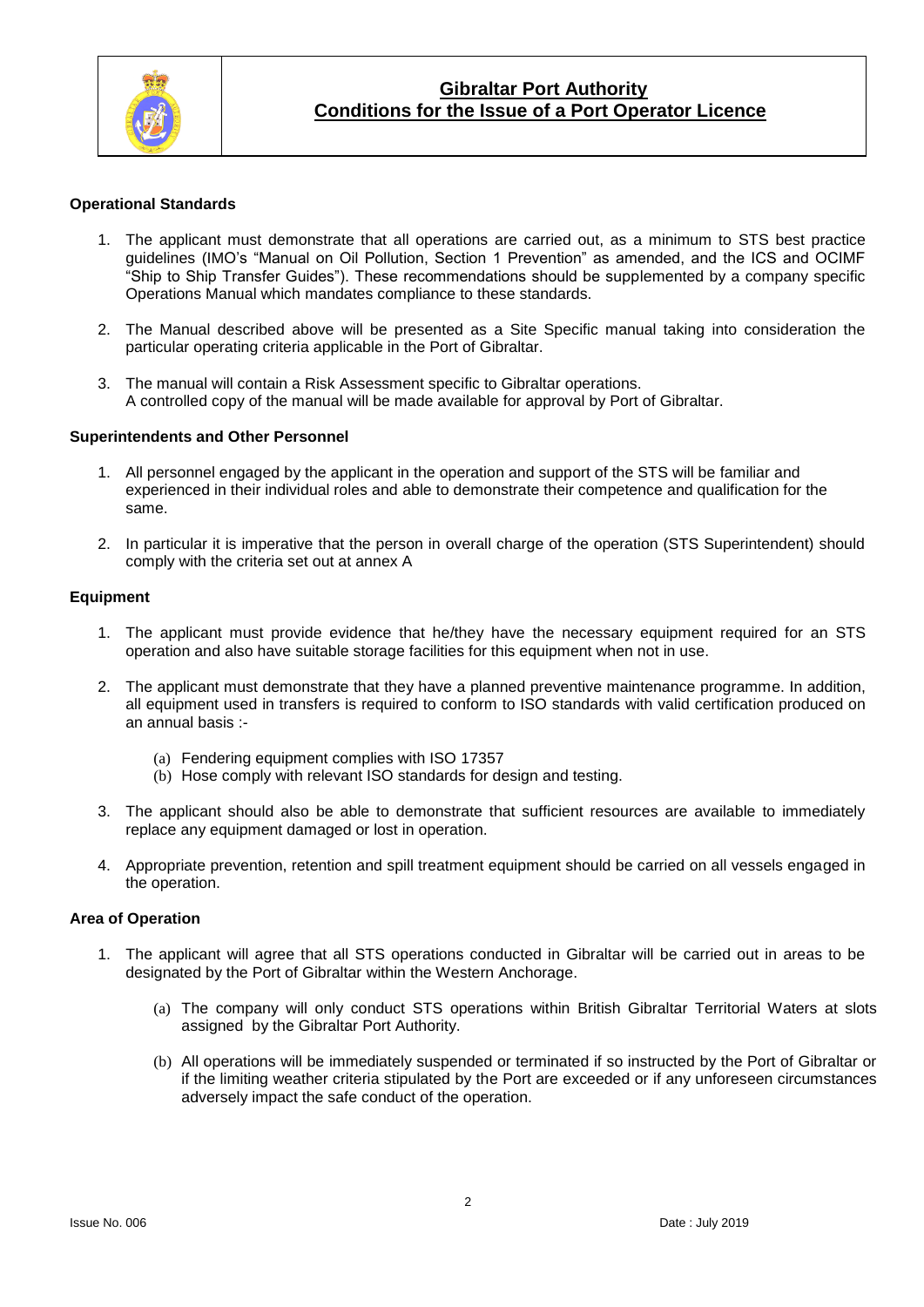### Operational Standards

1. The applicant must demonstrate that all operations are carried out, as a minimum to STS best practice guidelines (IMO's "Manual on Oil Pollution, Section 1 Prevention" as amended, and the ICS and OCIMF "Ship to Ship Transfer Guides"). These recommendations should be supplemented by a company specific Operations Manual which mandates compliance to these standards.

2. The Manual described above will be presented as a Site Specific manual taking into consideration the particular operating criteria applicable in the Port of Gibraltar.

3. The manual will contain a Risk Assessment specific to Gibraltar operations.
A controlled copy of the manual will be made available for approval by Port of Gibraltar.

### Superintendents and Other Personnel

1. All personnel engaged by the applicant in the operation and support of the STS will be familiar and experienced in their individual roles and able to demonstrate their competence and qualification for the same.

2. In particular it is imperative that the person in overall charge of the operation (STS Superintendent) should comply with the criteria set out at annex A

### Equipment

1. The applicant must provide evidence that he/they have the necessary equipment required for an STS operation and also have suitable storage facilities for this equipment when not in use.

2. The applicant must demonstrate that they have a planned preventive maintenance programme. In addition, all equipment used in transfers is required to conform to ISO standards with valid certification produced on an annual basis :-

   (a) Fendering equipment complies with ISO 17357
   (b) Hose comply with relevant ISO standards for design and testing.

3. The applicant should also be able to demonstrate that sufficient resources are available to immediately replace any equipment damaged or lost in operation.

4. Appropriate prevention, retention and spill treatment equipment should be carried on all vessels engaged in the operation.

### Area of Operation

1. The applicant will agree that all STS operations conducted in Gibraltar will be carried out in areas to be designated by the Port of Gibraltar within the Western Anchorage.

   (a) The company will only conduct STS operations within British Gibraltar Territorial Waters at slots assigned by the Gibraltar Port Authority.

   (b) All operations will be immediately suspended or terminated if so instructed by the Port of Gibraltar or if the limiting weather criteria stipulated by the Port are exceeded or if any unforeseen circumstances adversely impact the safe conduct of the operation.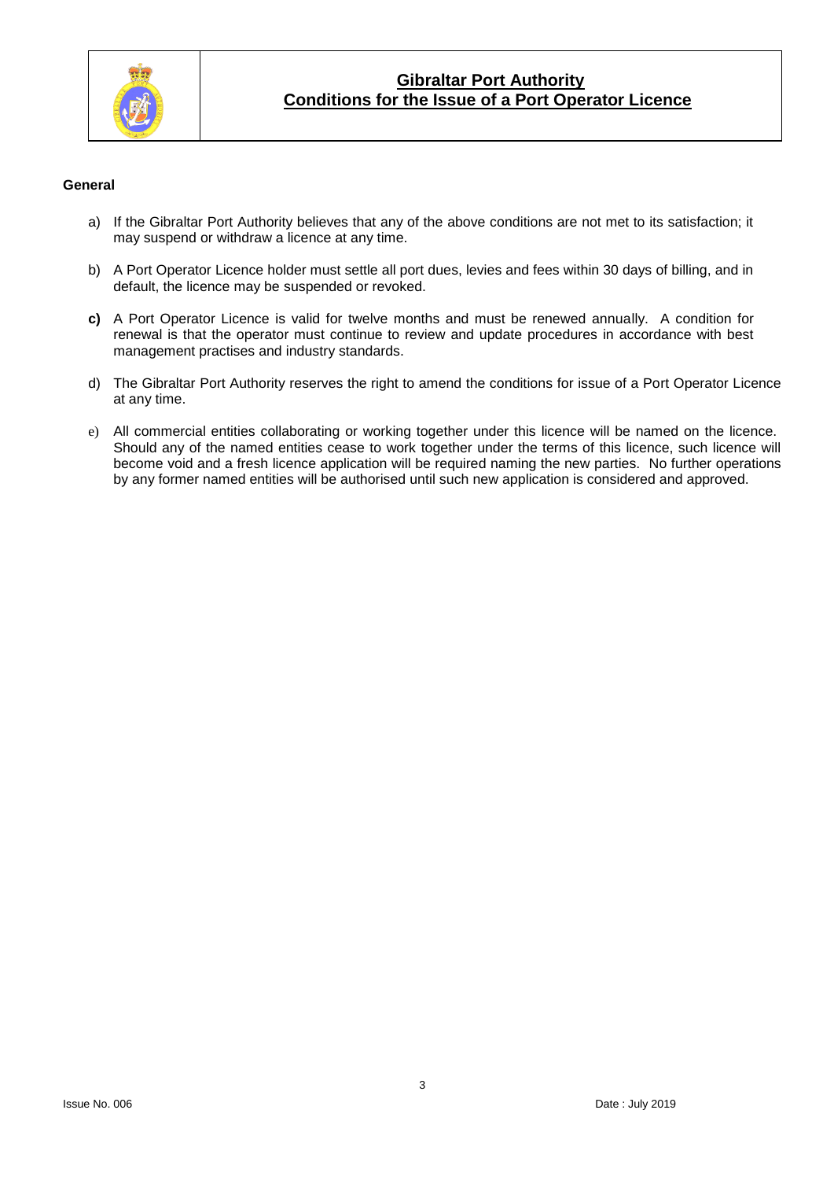**General**

a) If the Gibraltar Port Authority believes that any of the above conditions are not met to its satisfaction; it may suspend or withdraw a licence at any time.

b) A Port Operator Licence holder must settle all port dues, levies and fees within 30 days of billing, and in default, the licence may be suspended or revoked.

**c)** A Port Operator Licence is valid for twelve months and must be renewed annually. A condition for renewal is that the operator must continue to review and update procedures in accordance with best management practises and industry standards.

d) The Gibraltar Port Authority reserves the right to amend the conditions for issue of a Port Operator Licence at any time.

e) All commercial entities collaborating or working together under this licence will be named on the licence. Should any of the named entities cease to work together under the terms of this licence, such licence will become void and a fresh licence application will be required naming the new parties. No further operations by any former named entities will be authorised until such new application is considered and approved.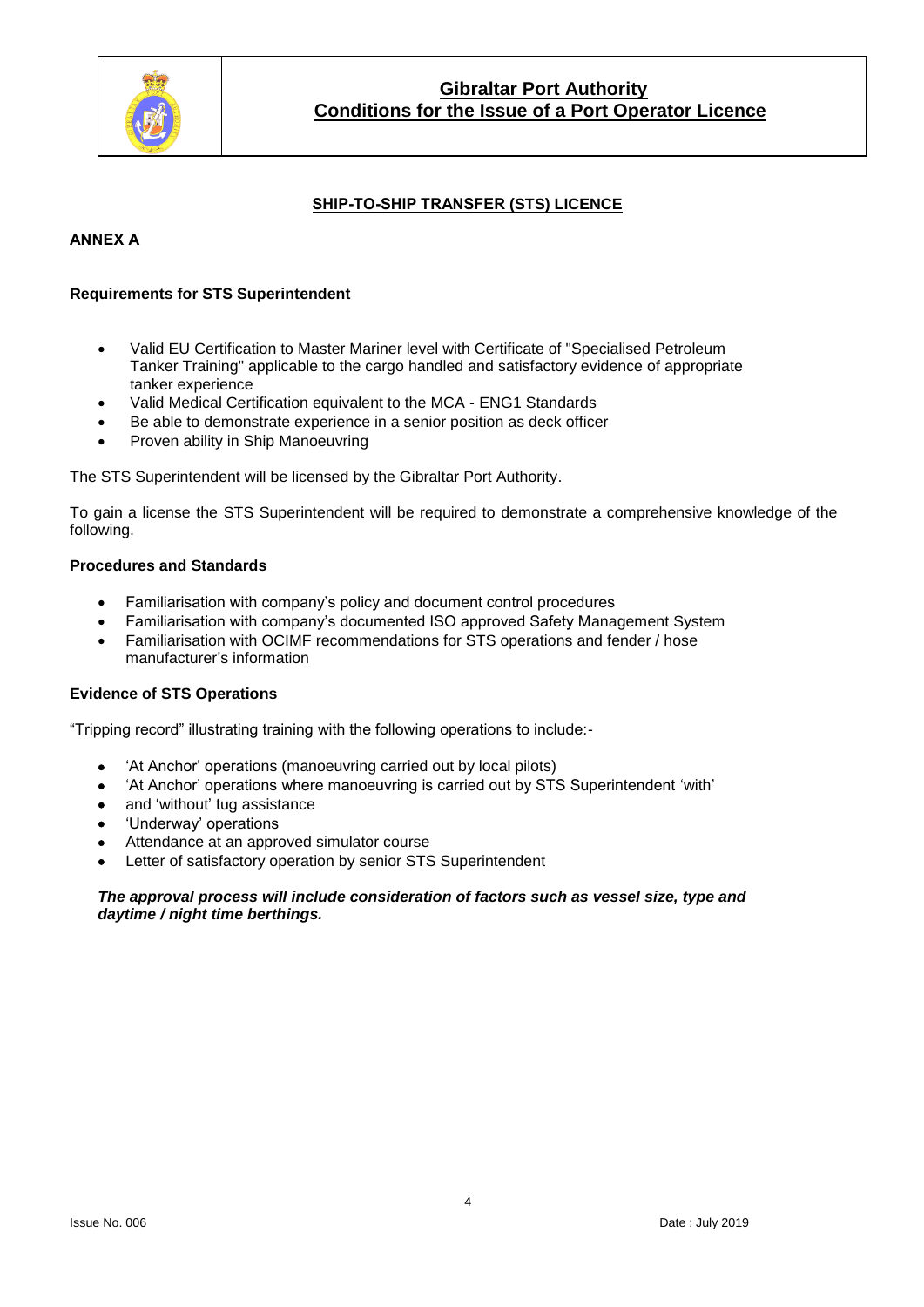# Gibraltar Port Authority
## Conditions for the Issue of a Port Operator Licence

### SHIP-TO-SHIP TRANSFER (STS) LICENCE

**ANNEX A**

**Requirements for STS Superintendent**

- Valid EU Certification to Master Mariner level with Certificate of "Specialised Petroleum Tanker Training" applicable to the cargo handled and satisfactory evidence of appropriate tanker experience
- Valid Medical Certification equivalent to the MCA - ENG1 Standards
- Be able to demonstrate experience in a senior position as deck officer
- Proven ability in Ship Manoeuvring

The STS Superintendent will be licensed by the Gibraltar Port Authority.

To gain a license the STS Superintendent will be required to demonstrate a comprehensive knowledge of the following.

**Procedures and Standards**

- Familiarisation with company's policy and document control procedures
- Familiarisation with company's documented ISO approved Safety Management System
- Familiarisation with OCIMF recommendations for STS operations and fender / hose manufacturer's information

**Evidence of STS Operations**

"Tripping record" illustrating training with the following operations to include:-

- 'At Anchor' operations (manoeuvring carried out by local pilots)
- 'At Anchor' operations where manoeuvring is carried out by STS Superintendent 'with'
- and 'without' tug assistance
- 'Underway' operations
- Attendance at an approved simulator course
- Letter of satisfactory operation by senior STS Superintendent

***The approval process will include consideration of factors such as vessel size, type and daytime / night time berthings.***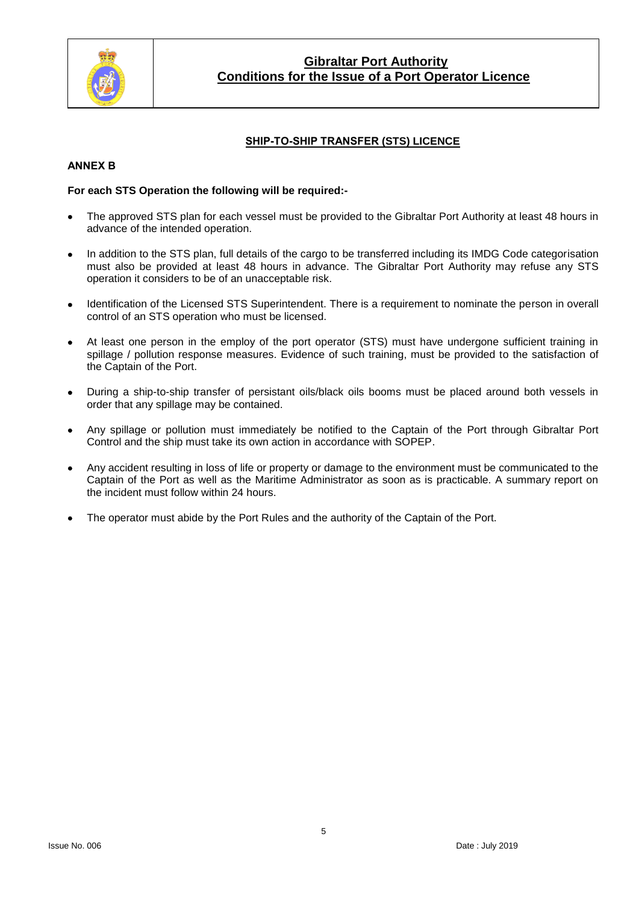## SHIP-TO-SHIP TRANSFER (STS) LICENCE

### ANNEX B

**For each STS Operation the following will be required:-**

- The approved STS plan for each vessel must be provided to the Gibraltar Port Authority at least 48 hours in advance of the intended operation.
- In addition to the STS plan, full details of the cargo to be transferred including its IMDG Code categorisation must also be provided at least 48 hours in advance. The Gibraltar Port Authority may refuse any STS operation it considers to be of an unacceptable risk.
- Identification of the Licensed STS Superintendent. There is a requirement to nominate the person in overall control of an STS operation who must be licensed.
- At least one person in the employ of the port operator (STS) must have undergone sufficient training in spillage / pollution response measures. Evidence of such training, must be provided to the satisfaction of the Captain of the Port.
- During a ship-to-ship transfer of persistant oils/black oils booms must be placed around both vessels in order that any spillage may be contained.
- Any spillage or pollution must immediately be notified to the Captain of the Port through Gibraltar Port Control and the ship must take its own action in accordance with SOPEP.
- Any accident resulting in loss of life or property or damage to the environment must be communicated to the Captain of the Port as well as the Maritime Administrator as soon as is practicable. A summary report on the incident must follow within 24 hours.
- The operator must abide by the Port Rules and the authority of the Captain of the Port.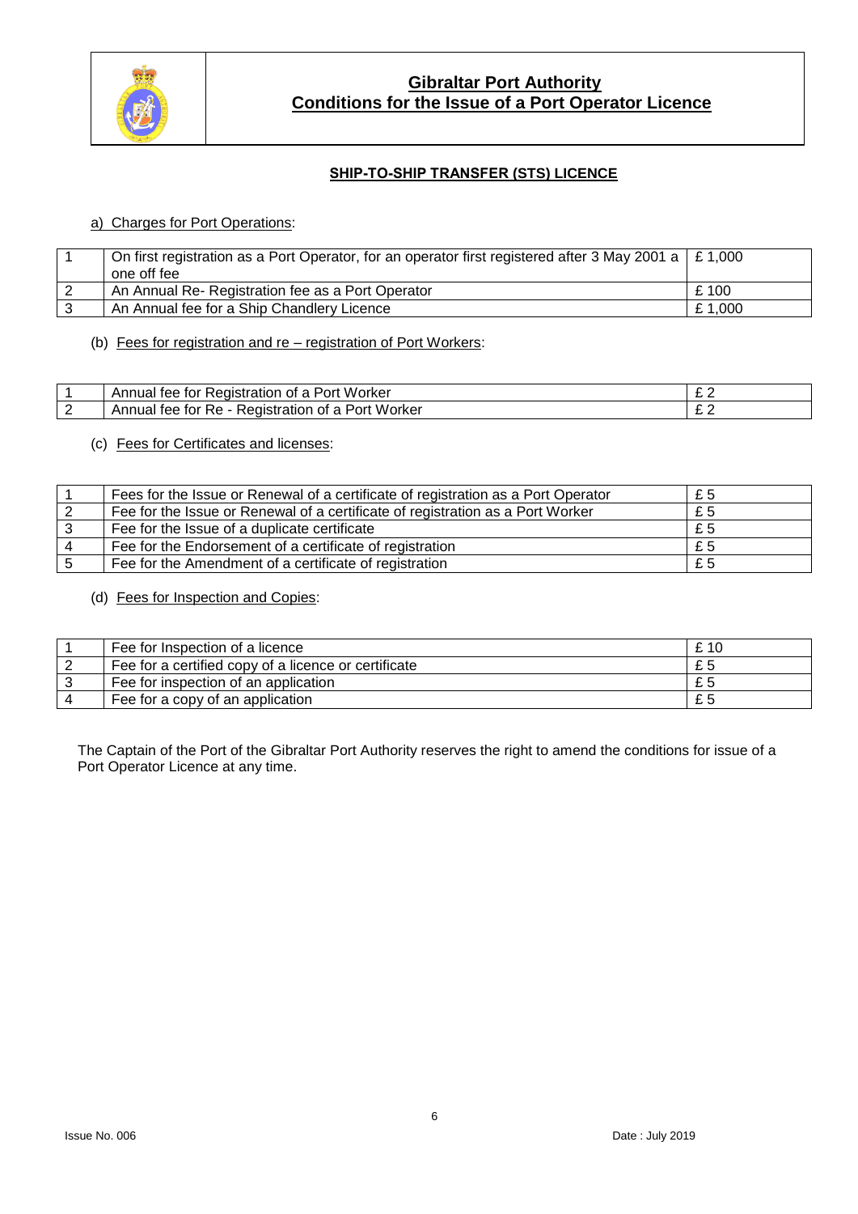# Gibraltar Port Authority
## Conditions for the Issue of a Port Operator Licence

### SHIP-TO-SHIP TRANSFER (STS) LICENCE

a) Charges for Port Operations:

| | | |
|---|---|---|
| 1 | On first registration as a Port Operator, for an operator first registered after 3 May 2001 a one off fee | £ 1,000 |
| 2 | An Annual Re- Registration fee as a Port Operator | £ 100 |
| 3 | An Annual fee for a Ship Chandlery Licence | £ 1,000 |

(b) Fees for registration and re – registration of Port Workers:

| | | |
|---|---|---|
| 1 | Annual fee for Registration of a Port Worker | £ 2 |
| 2 | Annual fee for Re - Registration of a Port Worker | £ 2 |

(c) Fees for Certificates and licenses:

| | | |
|---|---|---|
| 1 | Fees for the Issue or Renewal of a certificate of registration as a Port Operator | £ 5 |
| 2 | Fee for the Issue or Renewal of a certificate of registration as a Port Worker | £ 5 |
| 3 | Fee for the Issue of a duplicate certificate | £ 5 |
| 4 | Fee for the Endorsement of a certificate of registration | £ 5 |
| 5 | Fee for the Amendment of a certificate of registration | £ 5 |

(d) Fees for Inspection and Copies:

| | | |
|---|---|---|
| 1 | Fee for Inspection of a licence | £ 10 |
| 2 | Fee for a certified copy of a licence or certificate | £ 5 |
| 3 | Fee for inspection of an application | £ 5 |
| 4 | Fee for a copy of an application | £ 5 |

The Captain of the Port of the Gibraltar Port Authority reserves the right to amend the conditions for issue of a Port Operator Licence at any time.

Issue No. 006 | Date : July 2019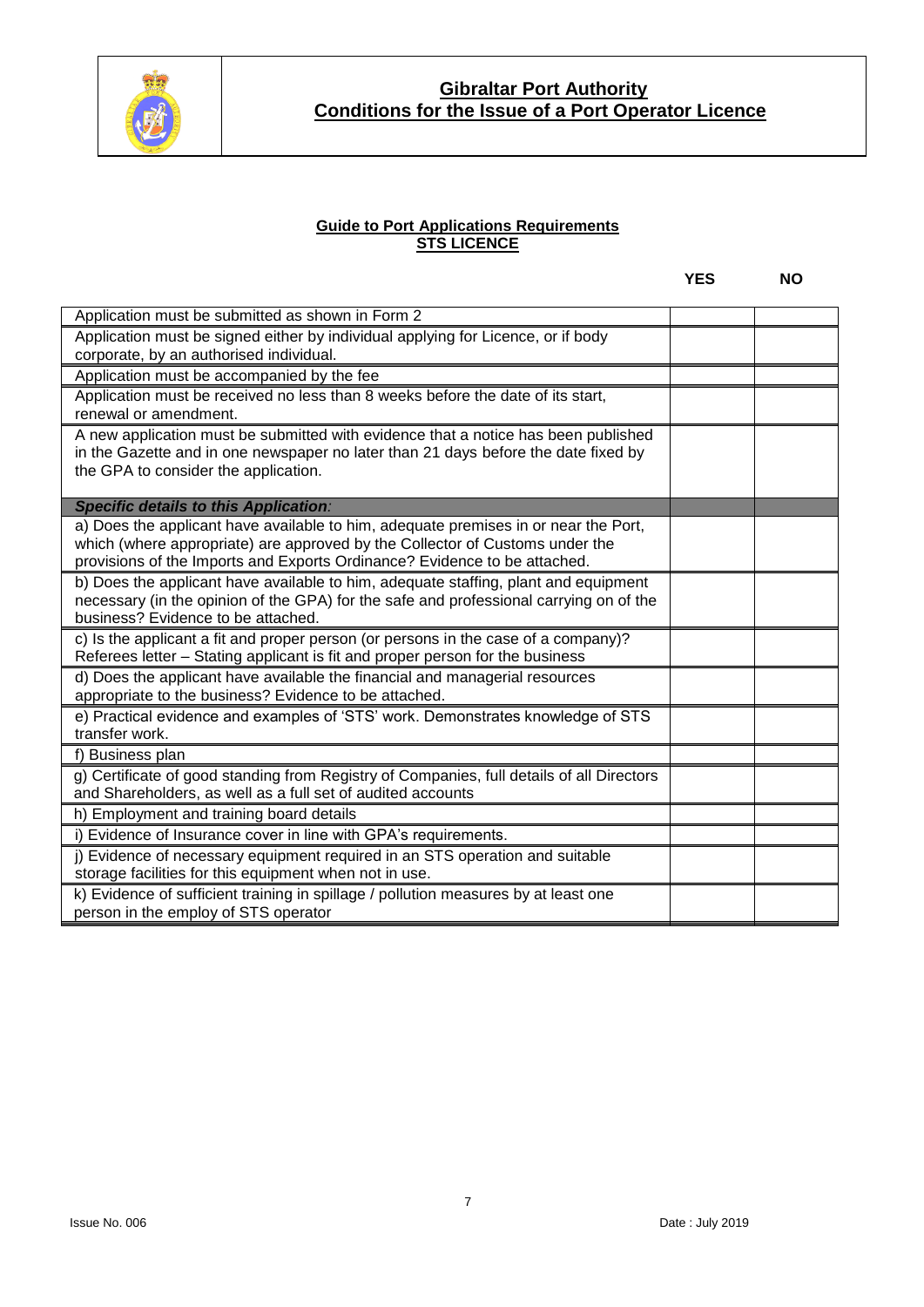# Gibraltar Port Authority
## Conditions for the Issue of a Port Operator Licence

### Guide to Port Applications Requirements
### STS LICENCE

| | YES | NO |
|---|---|---|
| Application must be submitted as shown in Form 2 | | |
| Application must be signed either by individual applying for Licence, or if body corporate, by an authorised individual. | | |
| Application must be accompanied by the fee | | |
| Application must be received no less than 8 weeks before the date of its start, renewal or amendment. | | |
| A new application must be submitted with evidence that a notice has been published in the Gazette and in one newspaper no later than 21 days before the date fixed by the GPA to consider the application. | | |
| ***Specific details to this Application:*** | | |
| a) Does the applicant have available to him, adequate premises in or near the Port, which (where appropriate) are approved by the Collector of Customs under the provisions of the Imports and Exports Ordinance? Evidence to be attached. | | |
| b) Does the applicant have available to him, adequate staffing, plant and equipment necessary (in the opinion of the GPA) for the safe and professional carrying on of the business? Evidence to be attached. | | |
| c) Is the applicant a fit and proper person (or persons in the case of a company)? Referees letter – Stating applicant is fit and proper person for the business | | |
| d) Does the applicant have available the financial and managerial resources appropriate to the business? Evidence to be attached. | | |
| e) Practical evidence and examples of 'STS' work. Demonstrates knowledge of STS transfer work. | | |
| f) Business plan | | |
| g) Certificate of good standing from Registry of Companies, full details of all Directors and Shareholders, as well as a full set of audited accounts | | |
| h) Employment and training board details | | |
| i) Evidence of Insurance cover in line with GPA's requirements. | | |
| j) Evidence of necessary equipment required in an STS operation and suitable storage facilities for this equipment when not in use. | | |
| k) Evidence of sufficient training in spillage / pollution measures by at least one person in the employ of STS operator | | |

Issue No. 006

Date : July 2019